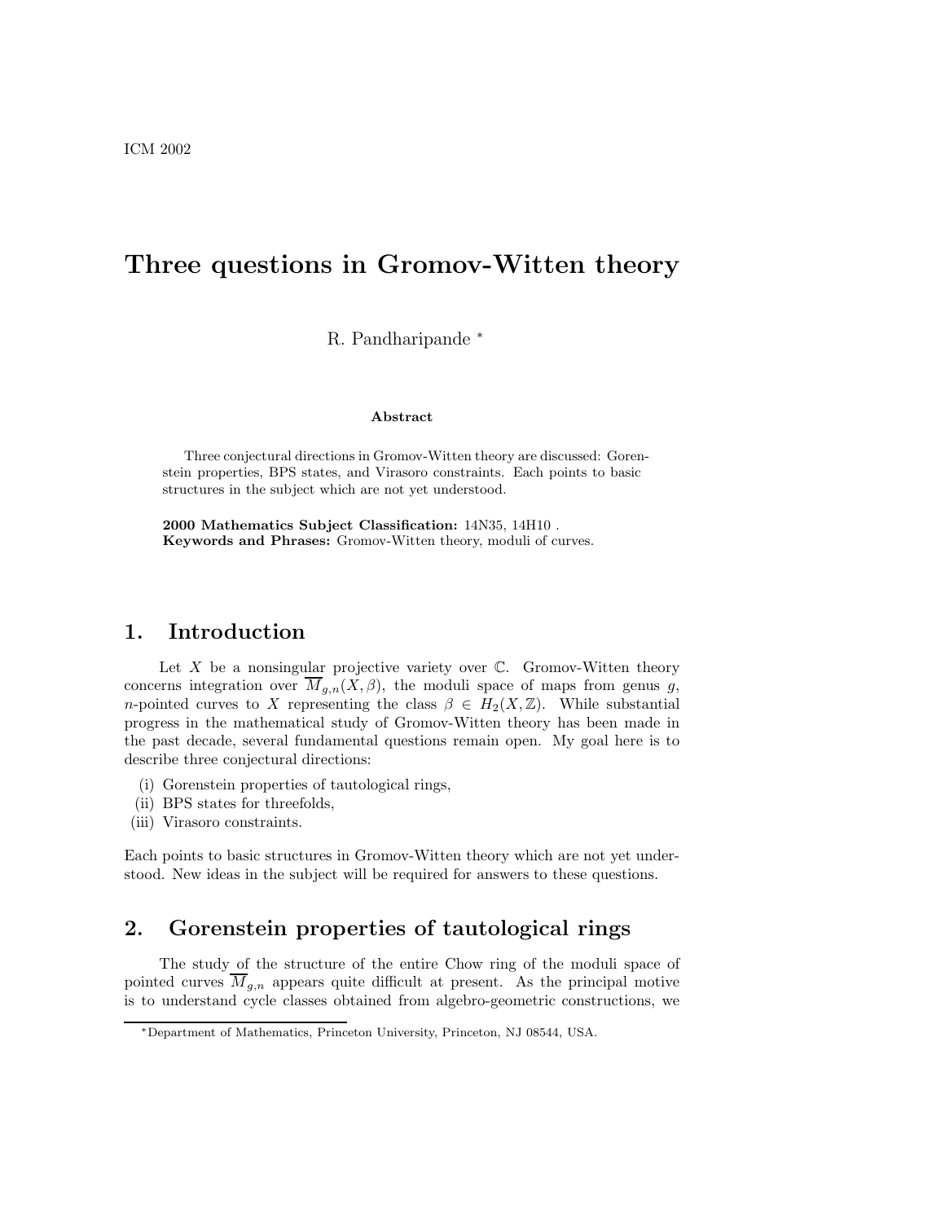ICM 2002

# Three questions in Gromov-Witten theory

R. Pandharipande *

**Abstract**

Three conjectural directions in Gromov-Witten theory are discussed: Gorenstein properties, BPS states, and Virasoro constraints. Each points to basic structures in the subject which are not yet understood.

**2000 Mathematics Subject Classification:** 14N35, 14H10 .
**Keywords and Phrases:** Gromov-Witten theory, moduli of curves.

## 1. Introduction

Let $X$ be a nonsingular projective variety over $\mathbb{C}$. Gromov-Witten theory concerns integration over $\overline{M}_{g,n}(X,\beta)$, the moduli space of maps from genus $g$, $n$-pointed curves to $X$ representing the class $\beta \in H_2(X,\mathbb{Z})$. While substantial progress in the mathematical study of Gromov-Witten theory has been made in the past decade, several fundamental questions remain open. My goal here is to describe three conjectural directions:

(i) Gorenstein properties of tautological rings,
(ii) BPS states for threefolds,
(iii) Virasoro constraints.

Each points to basic structures in Gromov-Witten theory which are not yet understood. New ideas in the subject will be required for answers to these questions.

## 2. Gorenstein properties of tautological rings

The study of the structure of the entire Chow ring of the moduli space of pointed curves $\overline{M}_{g,n}$ appears quite difficult at present. As the principal motive is to understand cycle classes obtained from algebro-geometric constructions, we

*Department of Mathematics, Princeton University, Princeton, NJ 08544, USA.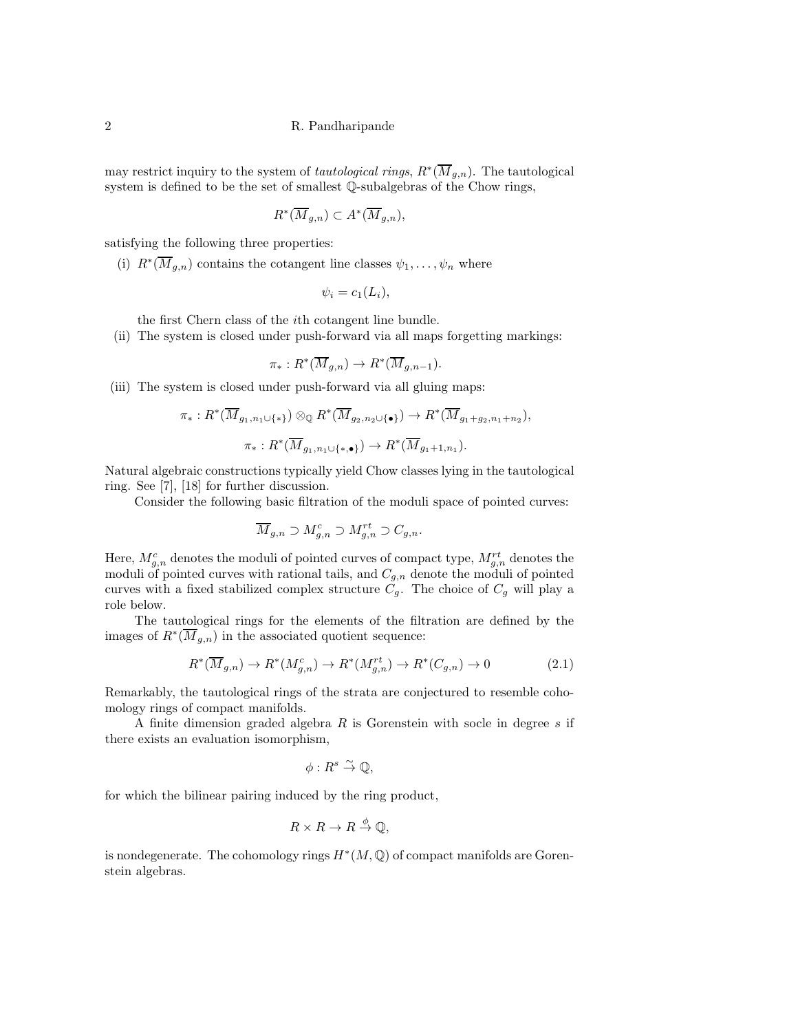may restrict inquiry to the system of *tautological rings*, $R^*(\overline{M}_{g,n})$. The tautological system is defined to be the set of smallest $\mathbb{Q}$-subalgebras of the Chow rings,

$$R^*(\overline{M}_{g,n}) \subset A^*(\overline{M}_{g,n}),$$

satisfying the following three properties:

(i) $R^*(\overline{M}_{g,n})$ contains the cotangent line classes $\psi_1, \ldots, \psi_n$ where

$$\psi_i = c_1(L_i),$$

the first Chern class of the $i$th cotangent line bundle.

(ii) The system is closed under push-forward via all maps forgetting markings:

$$\pi_* : R^*(\overline{M}_{g,n}) \to R^*(\overline{M}_{g,n-1}).$$

(iii) The system is closed under push-forward via all gluing maps:

$$\pi_* : R^*(\overline{M}_{g_1,n_1\cup\{*\}}) \otimes_{\mathbb{Q}} R^*(\overline{M}_{g_2,n_2\cup\{\bullet\}}) \to R^*(\overline{M}_{g_1+g_2,n_1+n_2}),$$

$$\pi_* : R^*(\overline{M}_{g_1,n_1\cup\{*,\bullet\}}) \to R^*(\overline{M}_{g_1+1,n_1}).$$

Natural algebraic constructions typically yield Chow classes lying in the tautological ring. See [7], [18] for further discussion.

Consider the following basic filtration of the moduli space of pointed curves:

$$\overline{M}_{g,n} \supset M^c_{g,n} \supset M^{rt}_{g,n} \supset C_{g,n}.$$

Here, $M^c_{g,n}$ denotes the moduli of pointed curves of compact type, $M^{rt}_{g,n}$ denotes the moduli of pointed curves with rational tails, and $C_{g,n}$ denote the moduli of pointed curves with a fixed stabilized complex structure $C_g$. The choice of $C_g$ will play a role below.

The tautological rings for the elements of the filtration are defined by the images of $R^*(\overline{M}_{g,n})$ in the associated quotient sequence:

$$R^*(\overline{M}_{g,n}) \to R^*(M^c_{g,n}) \to R^*(M^{rt}_{g,n}) \to R^*(C_{g,n}) \to 0 \tag{2.1}$$

Remarkably, the tautological rings of the strata are conjectured to resemble cohomology rings of compact manifolds.

A finite dimension graded algebra $R$ is Gorenstein with socle in degree $s$ if there exists an evaluation isomorphism,

$$\phi : R^s \stackrel{\sim}{\to} \mathbb{Q},$$

for which the bilinear pairing induced by the ring product,

$$R \times R \to R \stackrel{\phi}{\to} \mathbb{Q},$$

is nondegenerate. The cohomology rings $H^*(M, \mathbb{Q})$ of compact manifolds are Gorenstein algebras.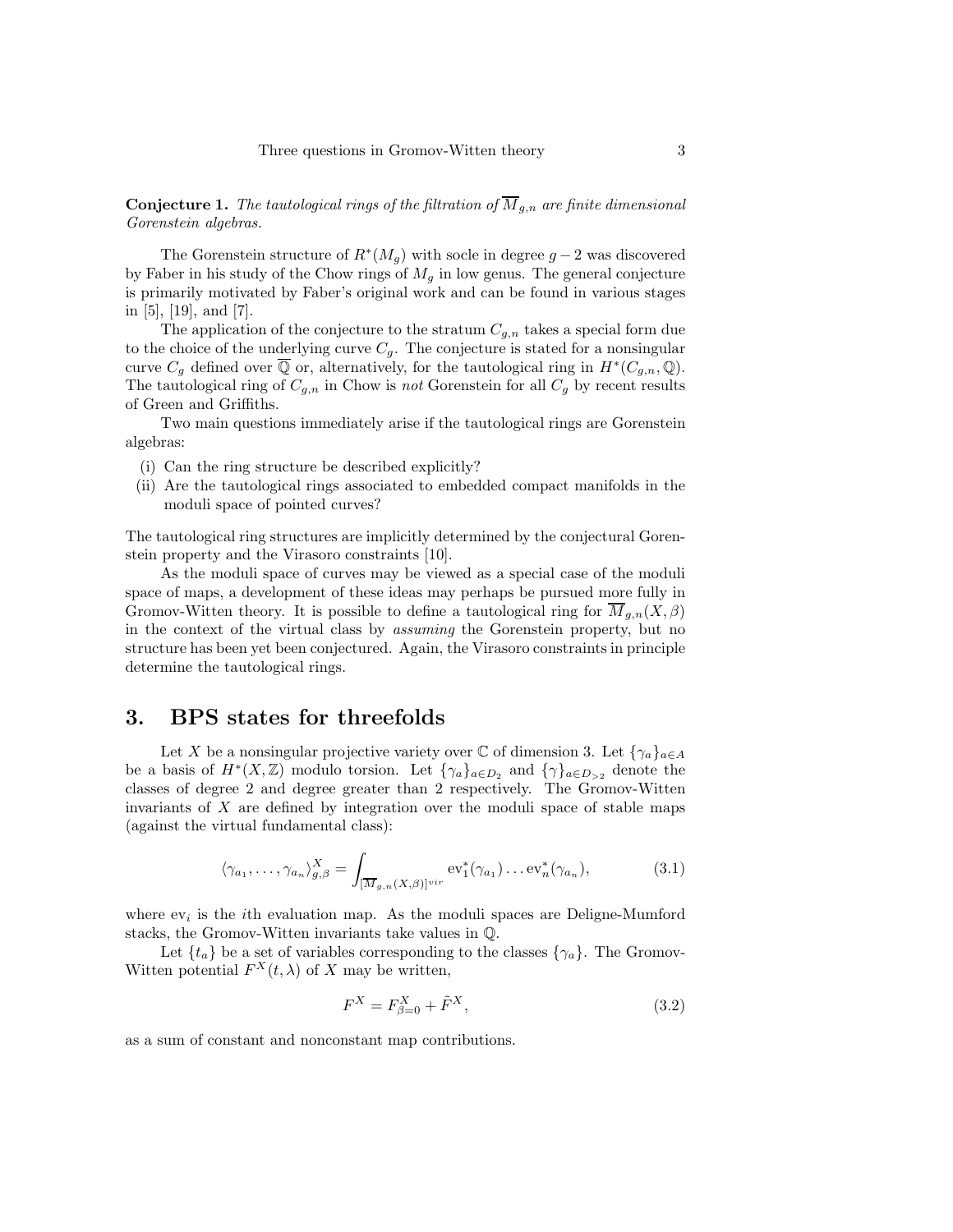**Conjecture 1.** *The tautological rings of the filtration of $\overline{M}_{g,n}$ are finite dimensional Gorenstein algebras.*

The Gorenstein structure of $R^*(M_g)$ with socle in degree $g-2$ was discovered by Faber in his study of the Chow rings of $M_g$ in low genus. The general conjecture is primarily motivated by Faber's original work and can be found in various stages in [5], [19], and [7].

The application of the conjecture to the stratum $C_{g,n}$ takes a special form due to the choice of the underlying curve $C_g$. The conjecture is stated for a nonsingular curve $C_g$ defined over $\overline{\mathbb{Q}}$ or, alternatively, for the tautological ring in $H^*(C_{g,n}, \mathbb{Q})$. The tautological ring of $C_{g,n}$ in Chow is *not* Gorenstein for all $C_g$ by recent results of Green and Griffiths.

Two main questions immediately arise if the tautological rings are Gorenstein algebras:

(i) Can the ring structure be described explicitly?
(ii) Are the tautological rings associated to embedded compact manifolds in the moduli space of pointed curves?

The tautological ring structures are implicitly determined by the conjectural Gorenstein property and the Virasoro constraints [10].

As the moduli space of curves may be viewed as a special case of the moduli space of maps, a development of these ideas may perhaps be pursued more fully in Gromov-Witten theory. It is possible to define a tautological ring for $\overline{M}_{g,n}(X, \beta)$ in the context of the virtual class by *assuming* the Gorenstein property, but no structure has been yet been conjectured. Again, the Virasoro constraints in principle determine the tautological rings.

## 3. BPS states for threefolds

Let $X$ be a nonsingular projective variety over $\mathbb{C}$ of dimension 3. Let $\{\gamma_a\}_{a \in A}$ be a basis of $H^*(X, \mathbb{Z})$ modulo torsion. Let $\{\gamma_a\}_{a \in D_2}$ and $\{\gamma\}_{a \in D_{>2}}$ denote the classes of degree 2 and degree greater than 2 respectively. The Gromov-Witten invariants of $X$ are defined by integration over the moduli space of stable maps (against the virtual fundamental class):

$$\langle \gamma_{a_1}, \ldots, \gamma_{a_n} \rangle_{g,\beta}^X = \int_{[\overline{M}_{g,n}(X,\beta)]^{vir}} \mathrm{ev}_1^*(\gamma_{a_1}) \ldots \mathrm{ev}_n^*(\gamma_{a_n}), \tag{3.1}$$

where $\mathrm{ev}_i$ is the $i$th evaluation map. As the moduli spaces are Deligne-Mumford stacks, the Gromov-Witten invariants take values in $\mathbb{Q}$.

Let $\{t_a\}$ be a set of variables corresponding to the classes $\{\gamma_a\}$. The Gromov-Witten potential $F^X(t, \lambda)$ of $X$ may be written,

$$F^X = F^X_{\beta=0} + \tilde{F}^X, \tag{3.2}$$

as a sum of constant and nonconstant map contributions.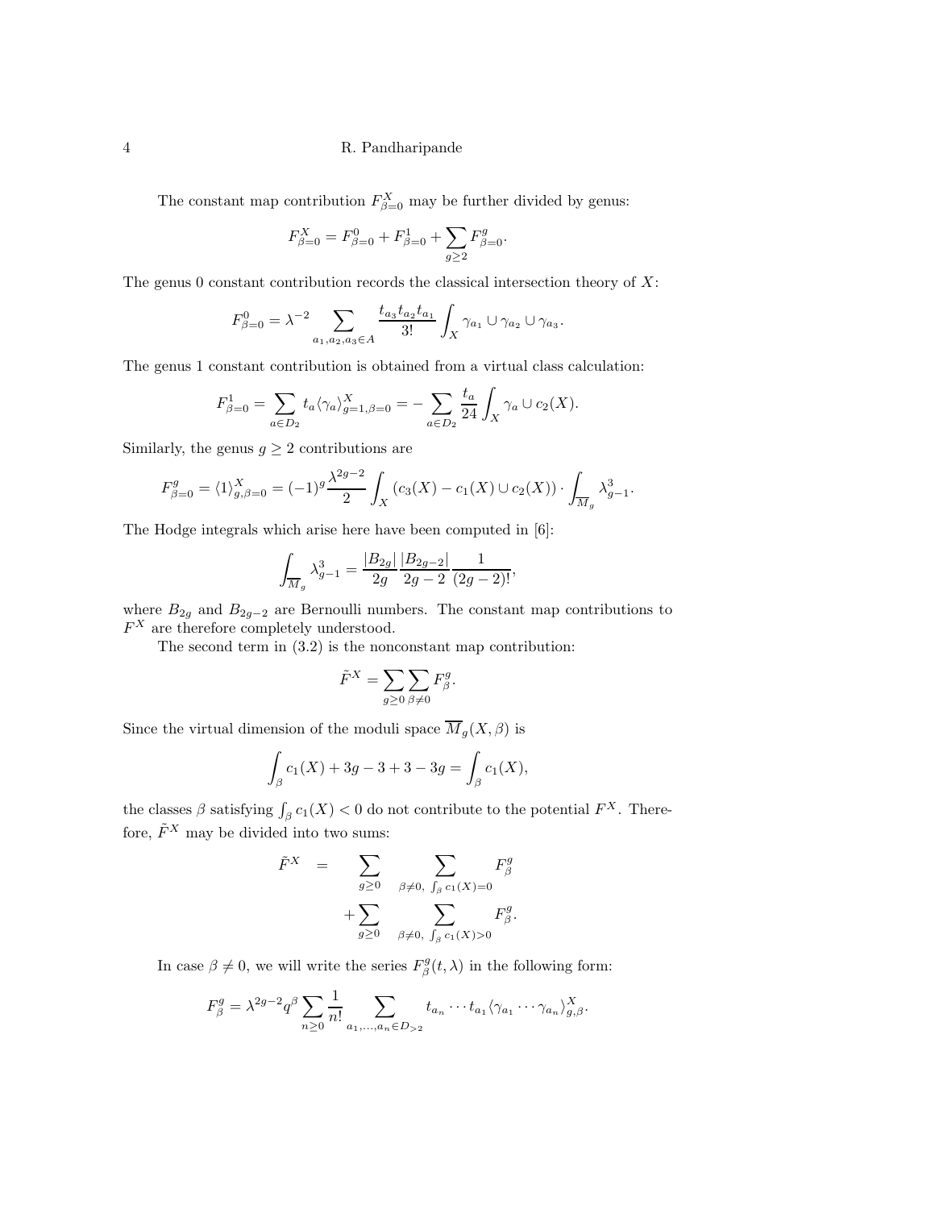The constant map contribution $F^X_{\beta=0}$ may be further divided by genus:

$$F^X_{\beta=0} = F^0_{\beta=0} + F^1_{\beta=0} + \sum_{g\geq 2} F^g_{\beta=0}.$$

The genus 0 constant contribution records the classical intersection theory of $X$:

$$F^0_{\beta=0} = \lambda^{-2} \sum_{a_1,a_2,a_3\in A} \frac{t_{a_3}t_{a_2}t_{a_1}}{3!} \int_X \gamma_{a_1} \cup \gamma_{a_2} \cup \gamma_{a_3}.$$

The genus 1 constant contribution is obtained from a virtual class calculation:

$$F^1_{\beta=0} = \sum_{a\in D_2} t_a \langle \gamma_a \rangle^X_{g=1,\beta=0} = -\sum_{a\in D_2} \frac{t_a}{24} \int_X \gamma_a \cup c_2(X).$$

Similarly, the genus $g \geq 2$ contributions are

$$F^g_{\beta=0} = \langle 1 \rangle^X_{g,\beta=0} = (-1)^g \frac{\lambda^{2g-2}}{2} \int_X (c_3(X) - c_1(X) \cup c_2(X)) \cdot \int_{\overline{M}_g} \lambda^3_{g-1}.$$

The Hodge integrals which arise here have been computed in [6]:

$$\int_{\overline{M}_g} \lambda^3_{g-1} = \frac{|B_{2g}|}{2g} \frac{|B_{2g-2}|}{2g-2} \frac{1}{(2g-2)!},$$

where $B_{2g}$ and $B_{2g-2}$ are Bernoulli numbers. The constant map contributions to $F^X$ are therefore completely understood.

The second term in (3.2) is the nonconstant map contribution:

$$\tilde{F}^X = \sum_{g\geq 0} \sum_{\beta\neq 0} F^g_\beta.$$

Since the virtual dimension of the moduli space $\overline{M}_g(X,\beta)$ is

$$\int_\beta c_1(X) + 3g - 3 + 3 - 3g = \int_\beta c_1(X),$$

the classes $\beta$ satisfying $\int_\beta c_1(X) < 0$ do not contribute to the potential $F^X$. Therefore, $\tilde{F}^X$ may be divided into two sums:

$$\begin{aligned}\tilde{F}^X \quad = \quad & \sum_{g\geq 0} \quad \sum_{\beta\neq 0,\ \int_\beta c_1(X)=0} F^g_\beta \\ & + \sum_{g\geq 0} \quad \sum_{\beta\neq 0,\ \int_\beta c_1(X)>0} F^g_\beta.\end{aligned}$$

In case $\beta \neq 0$, we will write the series $F^g_\beta(t,\lambda)$ in the following form:

$$F^g_\beta = \lambda^{2g-2} q^\beta \sum_{n\geq 0} \frac{1}{n!} \sum_{a_1,\ldots,a_n\in D_{>2}} t_{a_n} \cdots t_{a_1} \langle \gamma_{a_1} \cdots \gamma_{a_n} \rangle^X_{g,\beta}.$$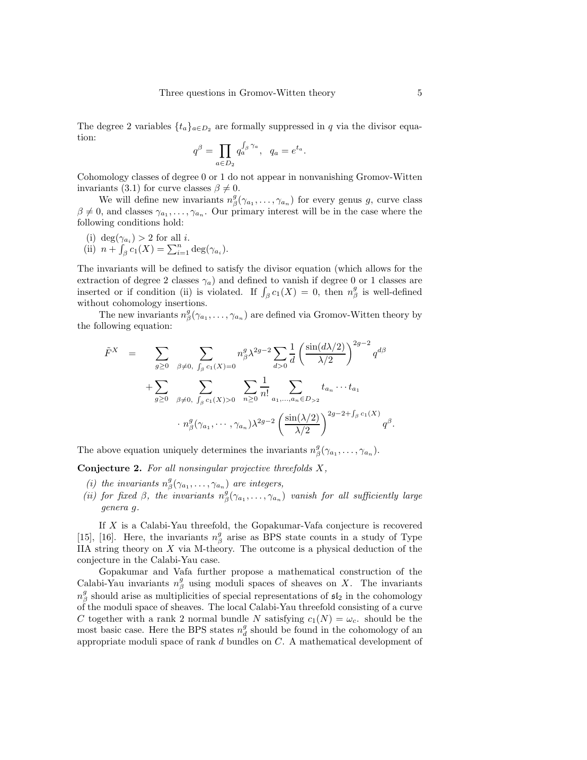The degree 2 variables $\{t_a\}_{a \in D_2}$ are formally suppressed in $q$ via the divisor equation:

$$q^\beta = \prod_{a \in D_2} q_a^{\int_\beta \gamma_a}, \quad q_a = e^{t_a}.$$

Cohomology classes of degree 0 or 1 do not appear in nonvanishing Gromov-Witten invariants (3.1) for curve classes $\beta \neq 0$.

We will define new invariants $n^g_\beta(\gamma_{a_1}, \ldots, \gamma_{a_n})$ for every genus $g$, curve class $\beta \neq 0$, and classes $\gamma_{a_1}, \ldots, \gamma_{a_n}$. Our primary interest will be in the case where the following conditions hold:

(i) $\deg(\gamma_{a_i}) > 2$ for all $i$.
(ii) $n + \int_\beta c_1(X) = \sum_{i=1}^n \deg(\gamma_{a_i})$.

The invariants will be defined to satisfy the divisor equation (which allows for the extraction of degree 2 classes $\gamma_a$) and defined to vanish if degree 0 or 1 classes are inserted or if condition (ii) is violated. If $\int_\beta c_1(X) = 0$, then $n^g_\beta$ is well-defined without cohomology insertions.

The new invariants $n^g_\beta(\gamma_{a_1}, \ldots, \gamma_{a_n})$ are defined via Gromov-Witten theory by the following equation:

$$\begin{aligned}
\tilde{F}^X \quad = \quad & \sum_{g \geq 0} \quad \sum_{\beta \neq 0, \ \int_\beta c_1(X) = 0} n^g_\beta \lambda^{2g-2} \sum_{d>0} \frac{1}{d} \left( \frac{\sin(d\lambda/2)}{\lambda/2} \right)^{2g-2} q^{d\beta} \\
& + \sum_{g \geq 0} \quad \sum_{\beta \neq 0, \ \int_\beta c_1(X) > 0} \quad \sum_{n \geq 0} \frac{1}{n!} \sum_{a_1, \ldots, a_n \in D_{>2}} t_{a_n} \cdots t_{a_1} \\
& \qquad \cdot \, n^g_\beta(\gamma_{a_1}, \cdots, \gamma_{a_n}) \lambda^{2g-2} \left( \frac{\sin(\lambda/2)}{\lambda/2} \right)^{2g-2+\int_\beta c_1(X)} q^\beta.
\end{aligned}$$

The above equation uniquely determines the invariants $n^g_\beta(\gamma_{a_1}, \ldots, \gamma_{a_n})$.

**Conjecture 2.** *For all nonsingular projective threefolds $X$,*

*(i) the invariants $n^g_\beta(\gamma_{a_1}, \ldots, \gamma_{a_n})$ are integers,*
*(ii) for fixed $\beta$, the invariants $n^g_\beta(\gamma_{a_1}, \ldots, \gamma_{a_n})$ vanish for all sufficiently large genera $g$.*

If $X$ is a Calabi-Yau threefold, the Gopakumar-Vafa conjecture is recovered [15], [16]. Here, the invariants $n^g_\beta$ arise as BPS state counts in a study of Type IIA string theory on $X$ via M-theory. The outcome is a physical deduction of the conjecture in the Calabi-Yau case.

Gopakumar and Vafa further propose a mathematical construction of the Calabi-Yau invariants $n^g_\beta$ using moduli spaces of sheaves on $X$. The invariants $n^g_\beta$ should arise as multiplicities of special representations of $\mathfrak{sl}_2$ in the cohomology of the moduli space of sheaves. The local Calabi-Yau threefold consisting of a curve $C$ together with a rank 2 normal bundle $N$ satisfying $c_1(N) = \omega_c$. should be the most basic case. Here the BPS states $n^g_d$ should be found in the cohomology of an appropriate moduli space of rank $d$ bundles on $C$. A mathematical development of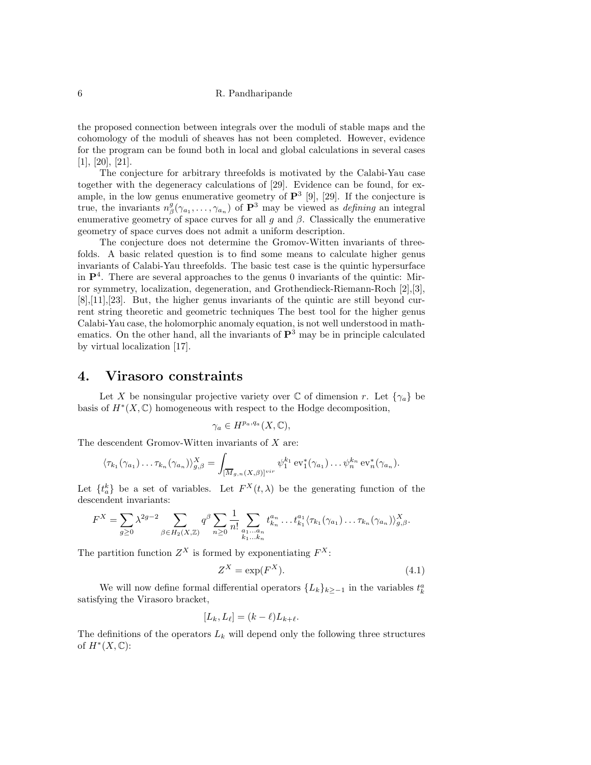the proposed connection between integrals over the moduli of stable maps and the cohomology of the moduli of sheaves has not been completed. However, evidence for the program can be found both in local and global calculations in several cases [1], [20], [21].

The conjecture for arbitrary threefolds is motivated by the Calabi-Yau case together with the degeneracy calculations of [29]. Evidence can be found, for example, in the low genus enumerative geometry of $\mathbf{P}^3$ [9], [29]. If the conjecture is true, the invariants $n^g_\beta(\gamma_{a_1}, \ldots, \gamma_{a_n})$ of $\mathbf{P}^3$ may be viewed as *defining* an integral enumerative geometry of space curves for all $g$ and $\beta$. Classically the enumerative geometry of space curves does not admit a uniform description.

The conjecture does not determine the Gromov-Witten invariants of threefolds. A basic related question is to find some means to calculate higher genus invariants of Calabi-Yau threefolds. The basic test case is the quintic hypersurface in $\mathbf{P}^4$. There are several approaches to the genus 0 invariants of the quintic: Mirror symmetry, localization, degeneration, and Grothendieck-Riemann-Roch [2],[3], [8],[11],[23]. But, the higher genus invariants of the quintic are still beyond current string theoretic and geometric techniques The best tool for the higher genus Calabi-Yau case, the holomorphic anomaly equation, is not well understood in mathematics. On the other hand, all the invariants of $\mathbf{P}^3$ may be in principle calculated by virtual localization [17].

## 4. Virasoro constraints

Let $X$ be nonsingular projective variety over $\mathbb{C}$ of dimension $r$. Let $\{\gamma_a\}$ be basis of $H^*(X, \mathbb{C})$ homogeneous with respect to the Hodge decomposition,

$$\gamma_a \in H^{p_a, q_a}(X, \mathbb{C}),$$

The descendent Gromov-Witten invariants of $X$ are:

$$\langle \tau_{k_1}(\gamma_{a_1}) \ldots \tau_{k_n}(\gamma_{a_n}) \rangle^X_{g,\beta} = \int_{[\overline{M}_{g,n}(X,\beta)]^{vir}} \psi_1^{k_1} \operatorname{ev}_1^*(\gamma_{a_1}) \ldots \psi_n^{k_n} \operatorname{ev}_n^*(\gamma_{a_n}).$$

Let $\{t^k_a\}$ be a set of variables. Let $F^X(t, \lambda)$ be the generating function of the descendent invariants:

$$F^X = \sum_{g \geq 0} \lambda^{2g-2} \sum_{\beta \in H_2(X,\mathbb{Z})} q^\beta \sum_{n \geq 0} \frac{1}{n!} \sum_{\substack{a_1 \ldots a_n \\ k_1 \ldots k_n}} t^{a_n}_{k_n} \ldots t^{a_1}_{k_1} \langle \tau_{k_1}(\gamma_{a_1}) \ldots \tau_{k_n}(\gamma_{a_n}) \rangle^X_{g,\beta}.$$

The partition function $Z^X$ is formed by exponentiating $F^X$:

$$Z^X = \exp(F^X). \tag{4.1}$$

We will now define formal differential operators $\{L_k\}_{k \geq -1}$ in the variables $t^a_k$ satisfying the Virasoro bracket,

$$[L_k, L_\ell] = (k - \ell) L_{k+\ell}.$$

The definitions of the operators $L_k$ will depend only the following three structures of $H^*(X, \mathbb{C})$: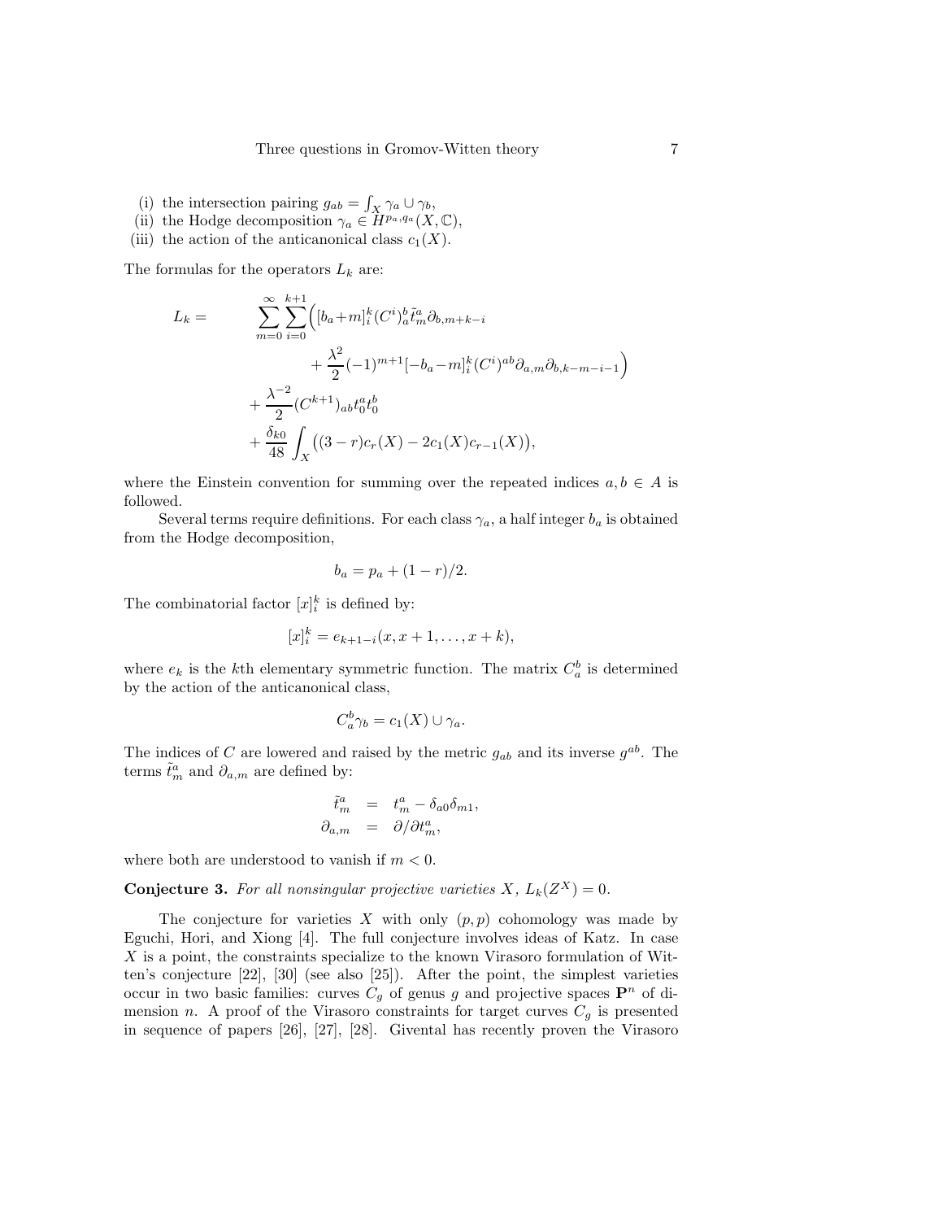(i) the intersection pairing $g_{ab} = \int_X \gamma_a \cup \gamma_b$,
(ii) the Hodge decomposition $\gamma_a \in H^{p_a,q_a}(X,\mathbb{C})$,
(iii) the action of the anticanonical class $c_1(X)$.

The formulas for the operators $L_k$ are:

$$
\begin{aligned}
L_k = \quad & \sum_{m=0}^{\infty}\sum_{i=0}^{k+1}\Big([b_a+m]_i^k (C^i)_a^b \tilde{t}_m^a \partial_{b,m+k-i} \\
& \qquad + \frac{\lambda^2}{2}(-1)^{m+1}[-b_a-m]_i^k (C^i)^{ab}\partial_{a,m}\partial_{b,k-m-i-1}\Big) \\
& + \frac{\lambda^{-2}}{2}(C^{k+1})_{ab} t_0^a t_0^b \\
& + \frac{\delta_{k0}}{48}\int_X \big((3-r)c_r(X) - 2c_1(X)c_{r-1}(X)\big),
\end{aligned}
$$

where the Einstein convention for summing over the repeated indices $a, b \in A$ is followed.

Several terms require definitions. For each class $\gamma_a$, a half integer $b_a$ is obtained from the Hodge decomposition,

$$b_a = p_a + (1-r)/2.$$

The combinatorial factor $[x]_i^k$ is defined by:

$$[x]_i^k = e_{k+1-i}(x, x+1, \ldots, x+k),$$

where $e_k$ is the $k$th elementary symmetric function. The matrix $C_a^b$ is determined by the action of the anticanonical class,

$$C_a^b \gamma_b = c_1(X) \cup \gamma_a.$$

The indices of $C$ are lowered and raised by the metric $g_{ab}$ and its inverse $g^{ab}$. The terms $\tilde{t}_m^a$ and $\partial_{a,m}$ are defined by:

$$
\begin{aligned}
\tilde{t}_m^a &= t_m^a - \delta_{a0}\delta_{m1}, \\
\partial_{a,m} &= \partial/\partial t_m^a,
\end{aligned}
$$

where both are understood to vanish if $m < 0$.

**Conjecture 3.** *For all nonsingular projective varieties $X$, $L_k(Z^X) = 0$.*

The conjecture for varieties $X$ with only $(p,p)$ cohomology was made by Eguchi, Hori, and Xiong [4]. The full conjecture involves ideas of Katz. In case $X$ is a point, the constraints specialize to the known Virasoro formulation of Witten's conjecture [22], [30] (see also [25]). After the point, the simplest varieties occur in two basic families: curves $C_g$ of genus $g$ and projective spaces $\mathbf{P}^n$ of dimension $n$. A proof of the Virasoro constraints for target curves $C_g$ is presented in sequence of papers [26], [27], [28]. Givental has recently proven the Virasoro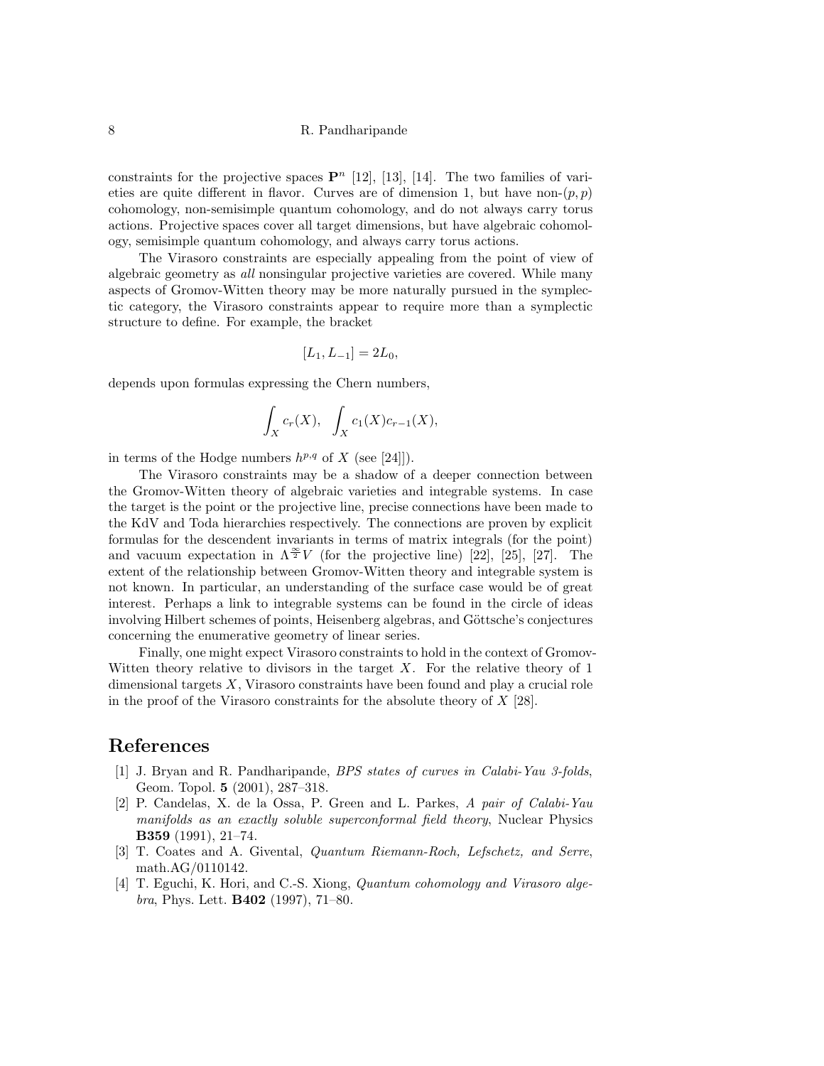constraints for the projective spaces $\mathbf{P}^n$ [12], [13], [14]. The two families of varieties are quite different in flavor. Curves are of dimension 1, but have non-$(p,p)$ cohomology, non-semisimple quantum cohomology, and do not always carry torus actions. Projective spaces cover all target dimensions, but have algebraic cohomology, semisimple quantum cohomology, and always carry torus actions.

The Virasoro constraints are especially appealing from the point of view of algebraic geometry as *all* nonsingular projective varieties are covered. While many aspects of Gromov-Witten theory may be more naturally pursued in the symplectic category, the Virasoro constraints appear to require more than a symplectic structure to define. For example, the bracket

$$[L_1, L_{-1}] = 2L_0,$$

depends upon formulas expressing the Chern numbers,

$$\int_X c_r(X), \quad \int_X c_1(X)c_{r-1}(X),$$

in terms of the Hodge numbers $h^{p,q}$ of $X$ (see [24]]).

The Virasoro constraints may be a shadow of a deeper connection between the Gromov-Witten theory of algebraic varieties and integrable systems. In case the target is the point or the projective line, precise connections have been made to the KdV and Toda hierarchies respectively. The connections are proven by explicit formulas for the descendent invariants in terms of matrix integrals (for the point) and vacuum expectation in $\Lambda^{\frac{\infty}{2}}V$ (for the projective line) [22], [25], [27]. The extent of the relationship between Gromov-Witten theory and integrable system is not known. In particular, an understanding of the surface case would be of great interest. Perhaps a link to integrable systems can be found in the circle of ideas involving Hilbert schemes of points, Heisenberg algebras, and Göttsche's conjectures concerning the enumerative geometry of linear series.

Finally, one might expect Virasoro constraints to hold in the context of Gromov-Witten theory relative to divisors in the target $X$. For the relative theory of 1 dimensional targets $X$, Virasoro constraints have been found and play a crucial role in the proof of the Virasoro constraints for the absolute theory of $X$ [28].

# References

[1] J. Bryan and R. Pandharipande, *BPS states of curves in Calabi-Yau 3-folds*, Geom. Topol. **5** (2001), 287–318.

[2] P. Candelas, X. de la Ossa, P. Green and L. Parkes, *A pair of Calabi-Yau manifolds as an exactly soluble superconformal field theory*, Nuclear Physics **B359** (1991), 21–74.

[3] T. Coates and A. Givental, *Quantum Riemann-Roch, Lefschetz, and Serre*, math.AG/0110142.

[4] T. Eguchi, K. Hori, and C.-S. Xiong, *Quantum cohomology and Virasoro algebra*, Phys. Lett. **B402** (1997), 71–80.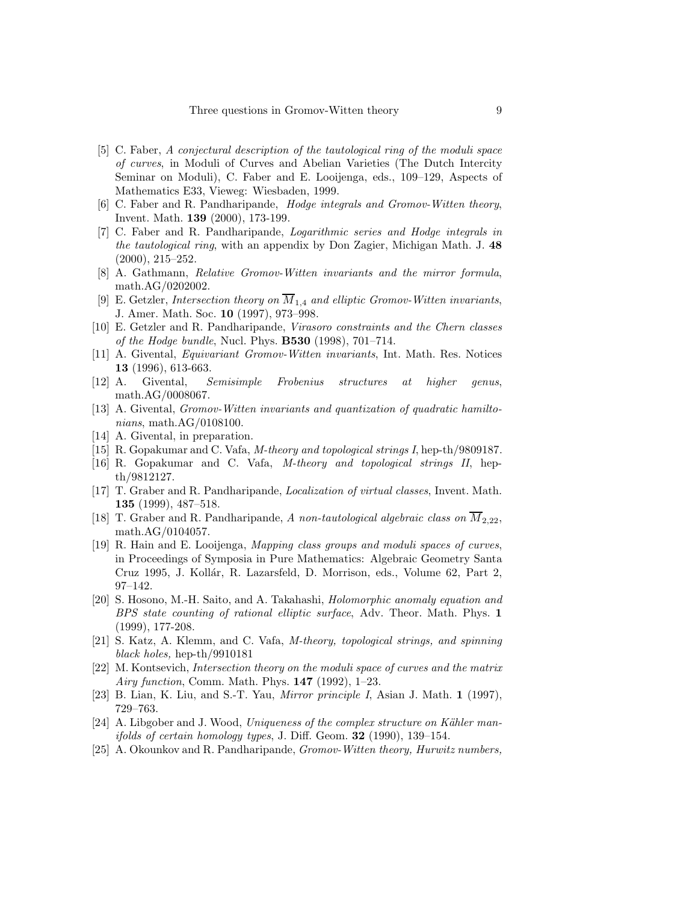[5] C. Faber, *A conjectural description of the tautological ring of the moduli space of curves*, in Moduli of Curves and Abelian Varieties (The Dutch Intercity Seminar on Moduli), C. Faber and E. Looijenga, eds., 109–129, Aspects of Mathematics E33, Vieweg: Wiesbaden, 1999.

[6] C. Faber and R. Pandharipande, *Hodge integrals and Gromov-Witten theory*, Invent. Math. **139** (2000), 173-199.

[7] C. Faber and R. Pandharipande, *Logarithmic series and Hodge integrals in the tautological ring*, with an appendix by Don Zagier, Michigan Math. J. **48** (2000), 215–252.

[8] A. Gathmann, *Relative Gromov-Witten invariants and the mirror formula*, math.AG/0202002.

[9] E. Getzler, *Intersection theory on $\overline{M}_{1,4}$ and elliptic Gromov-Witten invariants*, J. Amer. Math. Soc. **10** (1997), 973–998.

[10] E. Getzler and R. Pandharipande, *Virasoro constraints and the Chern classes of the Hodge bundle*, Nucl. Phys. **B530** (1998), 701–714.

[11] A. Givental, *Equivariant Gromov-Witten invariants*, Int. Math. Res. Notices **13** (1996), 613-663.

[12] A. Givental, *Semisimple Frobenius structures at higher genus*, math.AG/0008067.

[13] A. Givental, *Gromov-Witten invariants and quantization of quadratic hamiltonians*, math.AG/0108100.

[14] A. Givental, in preparation.

[15] R. Gopakumar and C. Vafa, *M-theory and topological strings I*, hep-th/9809187.

[16] R. Gopakumar and C. Vafa, *M-theory and topological strings II*, hep-th/9812127.

[17] T. Graber and R. Pandharipande, *Localization of virtual classes*, Invent. Math. **135** (1999), 487–518.

[18] T. Graber and R. Pandharipande, *A non-tautological algebraic class on $\overline{M}_{2,22}$*, math.AG/0104057.

[19] R. Hain and E. Looijenga, *Mapping class groups and moduli spaces of curves*, in Proceedings of Symposia in Pure Mathematics: Algebraic Geometry Santa Cruz 1995, J. Kollár, R. Lazarsfeld, D. Morrison, eds., Volume 62, Part 2, 97–142.

[20] S. Hosono, M.-H. Saito, and A. Takahashi, *Holomorphic anomaly equation and BPS state counting of rational elliptic surface*, Adv. Theor. Math. Phys. **1** (1999), 177-208.

[21] S. Katz, A. Klemm, and C. Vafa, *M-theory, topological strings, and spinning black holes,* hep-th/9910181

[22] M. Kontsevich, *Intersection theory on the moduli space of curves and the matrix Airy function*, Comm. Math. Phys. **147** (1992), 1–23.

[23] B. Lian, K. Liu, and S.-T. Yau, *Mirror principle I*, Asian J. Math. **1** (1997), 729–763.

[24] A. Libgober and J. Wood, *Uniqueness of the complex structure on Kähler manifolds of certain homology types*, J. Diff. Geom. **32** (1990), 139–154.

[25] A. Okounkov and R. Pandharipande, *Gromov-Witten theory, Hurwitz numbers,*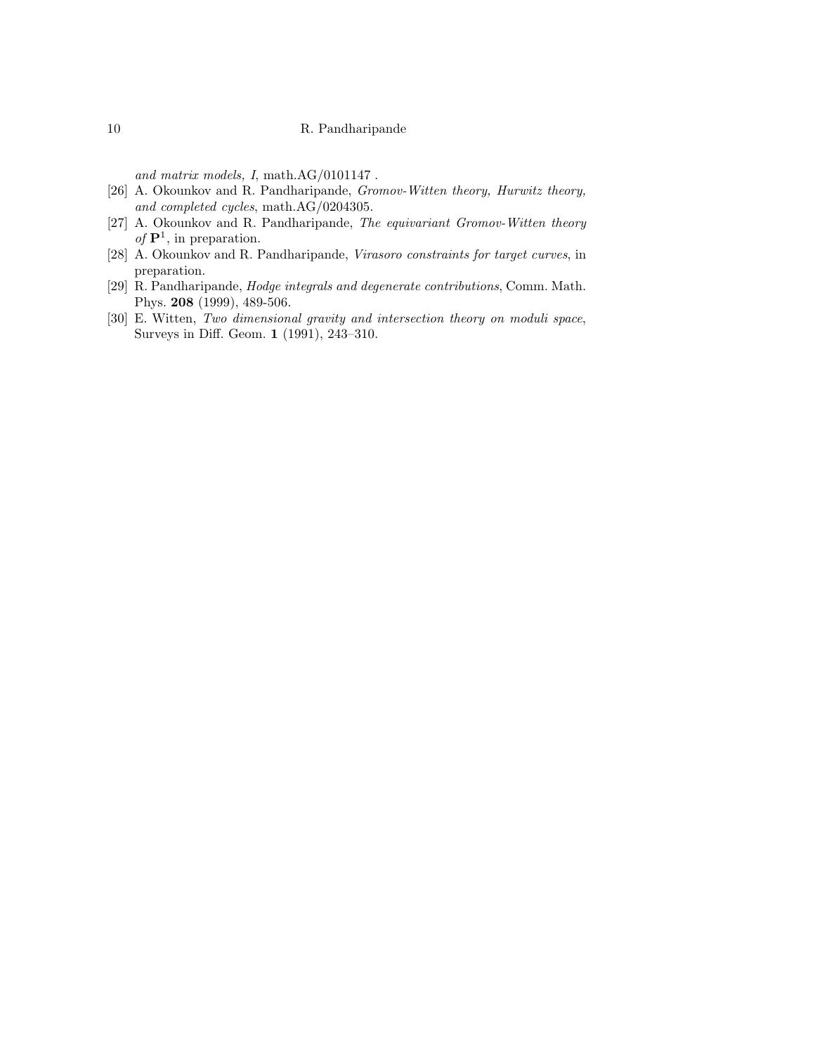*and matrix models, I*, math.AG/0101147 .

[26] A. Okounkov and R. Pandharipande, *Gromov-Witten theory, Hurwitz theory, and completed cycles*, math.AG/0204305.

[27] A. Okounkov and R. Pandharipande, *The equivariant Gromov-Witten theory of* $\mathbf{P}^1$, in preparation.

[28] A. Okounkov and R. Pandharipande, *Virasoro constraints for target curves*, in preparation.

[29] R. Pandharipande, *Hodge integrals and degenerate contributions*, Comm. Math. Phys. **208** (1999), 489-506.

[30] E. Witten, *Two dimensional gravity and intersection theory on moduli space*, Surveys in Diff. Geom. **1** (1991), 243–310.